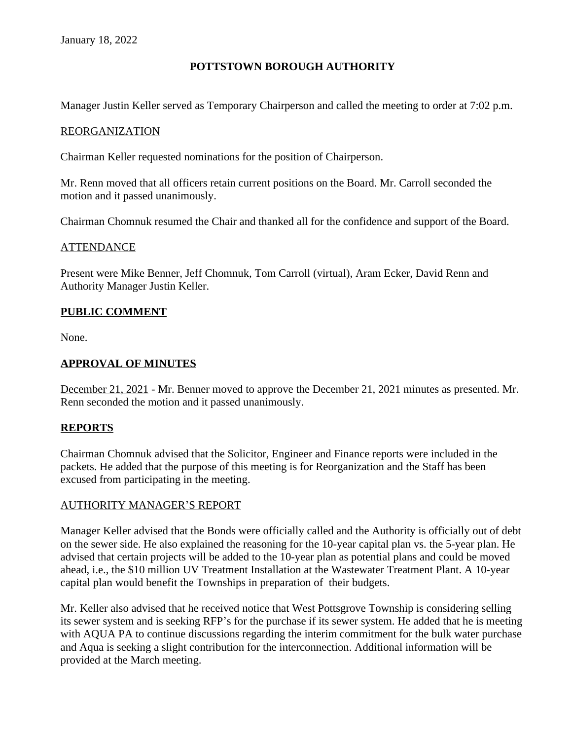January 18, 2022

# POTTSTOWN BOROUGH AUTHORITY

Manager Justin Keller served as Temporary Chairperson and called the meeting to order at 7:02 p.m.

## REORGANIZATION

Chairman Keller requested nominations for the position of Chairperson.

Mr. Renn moved that all officers retain current positions on the Board. Mr. Carroll seconded the motion and it passed unanimously.

Chairman Chomnuk resumed the Chair and thanked all for the confidence and support of the Board.

## ATTENDANCE

Present were Mike Benner, Jeff Chomnuk, Tom Carroll (virtual), Aram Ecker, David Renn and Authority Manager Justin Keller.

## PUBLIC COMMENT

None.

## APPROVAL OF MINUTES

December 21, 2021 - Mr. Benner moved to approve the December 21, 2021 minutes as presented. Mr. Renn seconded the motion and it passed unanimously.

## REPORTS

Chairman Chomnuk advised that the Solicitor, Engineer and Finance reports were included in the packets. He added that the purpose of this meeting is for Reorganization and the Staff has been excused from participating in the meeting.

### AUTHORITY MANAGER'S REPORT

Manager Keller advised that the Bonds were officially called and the Authority is officially out of debt on the sewer side. He also explained the reasoning for the 10-year capital plan vs. the 5-year plan. He advised that certain projects will be added to the 10-year plan as potential plans and could be moved ahead, i.e., the $10 million UV Treatment Installation at the Wastewater Treatment Plant. A 10-year capital plan would benefit the Townships in preparation of their budgets.

Mr. Keller also advised that he received notice that West Pottsgrove Township is considering selling its sewer system and is seeking RFP's for the purchase if its sewer system. He added that he is meeting with AQUA PA to continue discussions regarding the interim commitment for the bulk water purchase and Aqua is seeking a slight contribution for the interconnection. Additional information will be provided at the March meeting.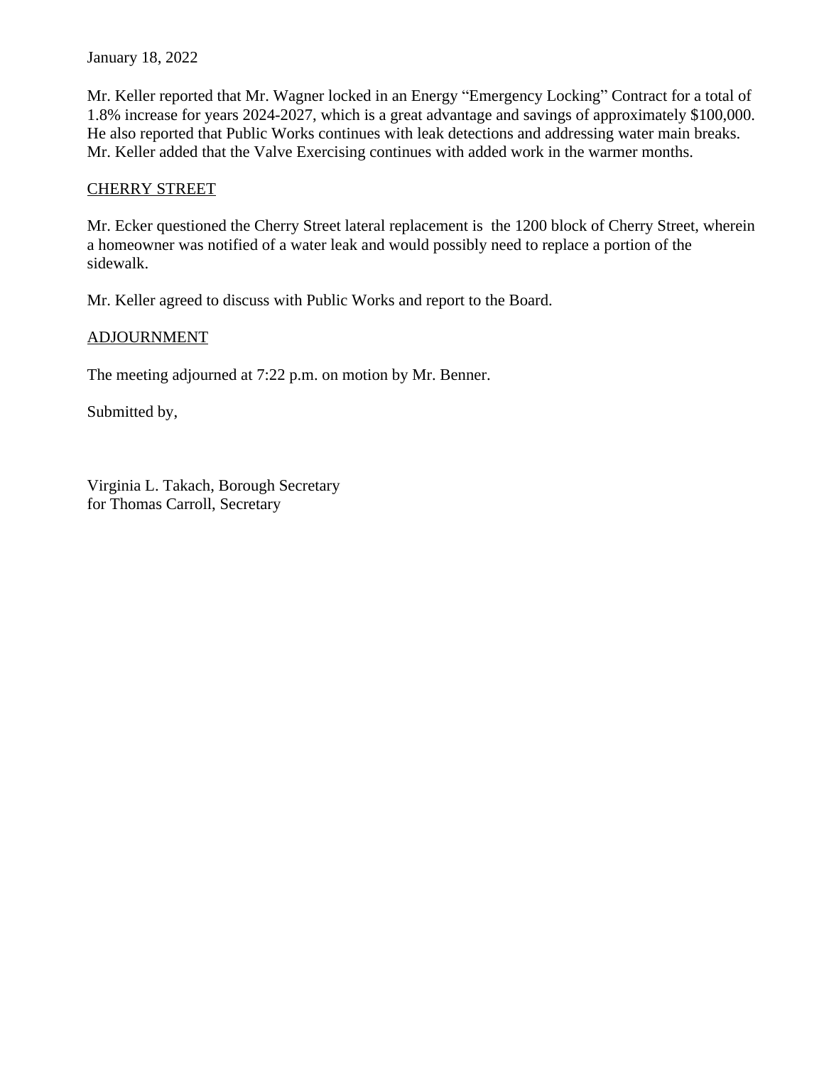Mr. Keller reported that Mr. Wagner locked in an Energy "Emergency Locking" Contract for a total of 1.8% increase for years 2024-2027, which is a great advantage and savings of approximately $100,000. He also reported that Public Works continues with leak detections and addressing water main breaks. Mr. Keller added that the Valve Exercising continues with added work in the warmer months.

## CHERRY STREET

Mr. Ecker questioned the Cherry Street lateral replacement is the 1200 block of Cherry Street, wherein a homeowner was notified of a water leak and would possibly need to replace a portion of the sidewalk.

Mr. Keller agreed to discuss with Public Works and report to the Board.

## ADJOURNMENT

The meeting adjourned at 7:22 p.m. on motion by Mr. Benner.

Submitted by,

Virginia L. Takach, Borough Secretary
for Thomas Carroll, Secretary